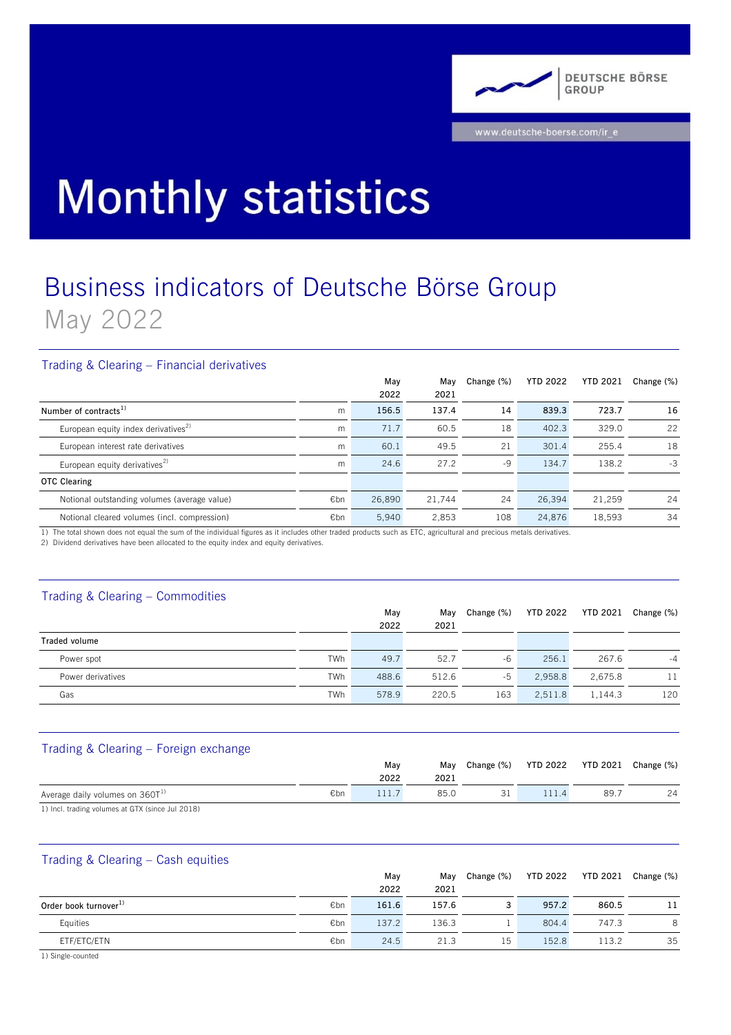DEUTSCHE BÖRSE GROUP

www.deutsche-boerse.com/ir_e

# Monthly statistics

## Business indicators of Deutsche Börse Group

May 2022

### Trading & Clearing – Financial derivatives

| | | May 2022 | May 2021 | Change (%) | YTD 2022 | YTD 2021 | Change (%) |
|---|---|---|---|---|---|---|---|
| Number of contracts[1] | m | 156.5 | 137.4 | 14 | 839.3 | 723.7 | 16 |
| European equity index derivatives[2] | m | 71.7 | 60.5 | 18 | 402.3 | 329.0 | 22 |
| European interest rate derivatives | m | 60.1 | 49.5 | 21 | 301.4 | 255.4 | 18 |
| European equity derivatives[2] | m | 24.6 | 27.2 | -9 | 134.7 | 138.2 | -3 |
| OTC Clearing | | | | | | | |
| Notional outstanding volumes (average value) | €bn | 26,890 | 21,744 | 24 | 26,394 | 21,259 | 24 |
| Notional cleared volumes (incl. compression) | €bn | 5,940 | 2,853 | 108 | 24,876 | 18,593 | 34 |

1) The total shown does not equal the sum of the individual figures as it includes other traded products such as ETC, agricultural and precious metals derivatives.
2) Dividend derivatives have been allocated to the equity index and equity derivatives.

### Trading & Clearing – Commodities

| | | May 2022 | May 2021 | Change (%) | YTD 2022 | YTD 2021 | Change (%) |
|---|---|---|---|---|---|---|---|
| Traded volume | | | | | | | |
| Power spot | TWh | 49.7 | 52.7 | -6 | 256.1 | 267.6 | -4 |
| Power derivatives | TWh | 488.6 | 512.6 | -5 | 2,958.8 | 2,675.8 | 11 |
| Gas | TWh | 578.9 | 220.5 | 163 | 2,511.8 | 1,144.3 | 120 |

### Trading & Clearing – Foreign exchange

| | | May 2022 | May 2021 | Change (%) | YTD 2022 | YTD 2021 | Change (%) |
|---|---|---|---|---|---|---|---|
| Average daily volumes on 360T[1] | €bn | 111.7 | 85.0 | 31 | 111.4 | 89.7 | 24 |

1) Incl. trading volumes at GTX (since Jul 2018)

### Trading & Clearing – Cash equities

| | | May 2022 | May 2021 | Change (%) | YTD 2022 | YTD 2021 | Change (%) |
|---|---|---|---|---|---|---|---|
| Order book turnover[1] | €bn | 161.6 | 157.6 | 3 | 957.2 | 860.5 | 11 |
| Equities | €bn | 137.2 | 136.3 | 1 | 804.4 | 747.3 | 8 |
| ETF/ETC/ETN | €bn | 24.5 | 21.3 | 15 | 152.8 | 113.2 | 35 |

1) Single-counted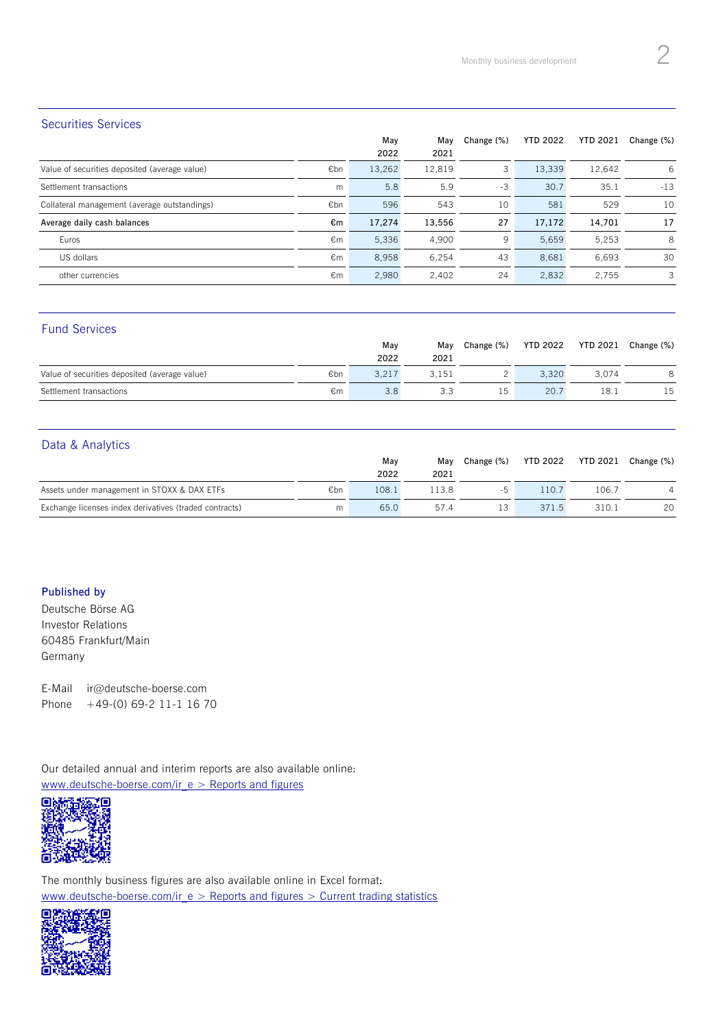## Securities Services

| | | May 2022 | May 2021 | Change (%) | YTD 2022 | YTD 2021 | Change (%) |
|---|---|---|---|---|---|---|---|
| Value of securities deposited (average value) | €bn | 13,262 | 12,819 | 3 | 13,339 | 12,642 | 6 |
| Settlement transactions | m | 5.8 | 5.9 | -3 | 30.7 | 35.1 | -13 |
| Collateral management (average outstandings) | €bn | 596 | 543 | 10 | 581 | 529 | 10 |
| **Average daily cash balances** | **€m** | **17,274** | **13,556** | **27** | **17,172** | **14,701** | **17** |
| Euros | €m | 5,336 | 4,900 | 9 | 5,659 | 5,253 | 8 |
| US dollars | €m | 8,958 | 6,254 | 43 | 8,681 | 6,693 | 30 |
| other currencies | €m | 2,980 | 2,402 | 24 | 2,832 | 2,755 | 3 |

## Fund Services

| | | May 2022 | May 2021 | Change (%) | YTD 2022 | YTD 2021 | Change (%) |
|---|---|---|---|---|---|---|---|
| Value of securities deposited (average value) | €bn | 3,217 | 3,151 | 2 | 3,320 | 3,074 | 8 |
| Settlement transactions | €m | 3.8 | 3.3 | 15 | 20.7 | 18.1 | 15 |

## Data & Analytics

| | | May 2022 | May 2021 | Change (%) | YTD 2022 | YTD 2021 | Change (%) |
|---|---|---|---|---|---|---|---|
| Assets under management in STOXX & DAX ETFs | €bn | 108.1 | 113.8 | -5 | 110.7 | 106.7 | 4 |
| Exchange licenses index derivatives (traded contracts) | m | 65.0 | 57.4 | 13 | 371.5 | 310.1 | 20 |

**Published by**

Deutsche Börse AG
Investor Relations
60485 Frankfurt/Main
Germany

E-Mail ir@deutsche-boerse.com
Phone +49-(0) 69-2 11-1 16 70

Our detailed annual and interim reports are also available online:
www.deutsche-boerse.com/ir_e > Reports and figures

The monthly business figures are also available online in Excel format:
www.deutsche-boerse.com/ir_e > Reports and figures > Current trading statistics